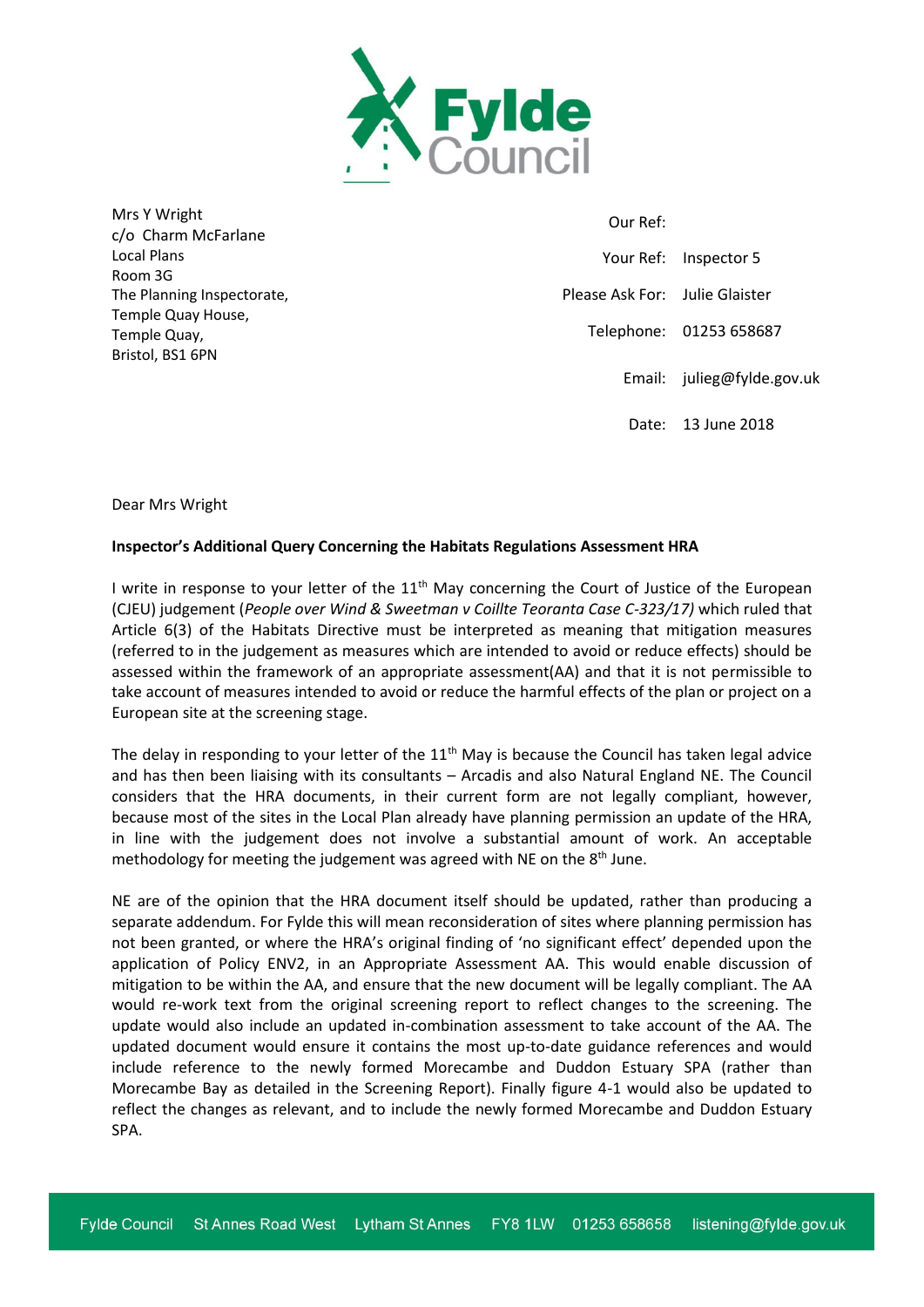Mrs Y Wright
c/o Charm McFarlane
Local Plans
Room 3G
The Planning Inspectorate,
Temple Quay House,
Temple Quay,
Bristol, BS1 6PN

Our Ref:
Your Ref: Inspector 5
Please Ask For: Julie Glaister
Telephone: 01253 658687
Email: julieg@fylde.gov.uk
Date: 13 June 2018

Dear Mrs Wright

**Inspector's Additional Query Concerning the Habitats Regulations Assessment HRA**

I write in response to your letter of the 11th May concerning the Court of Justice of the European (CJEU) judgement (*People over Wind & Sweetman v Coillte Teoranta Case C-323/17)* which ruled that Article 6(3) of the Habitats Directive must be interpreted as meaning that mitigation measures (referred to in the judgement as measures which are intended to avoid or reduce effects) should be assessed within the framework of an appropriate assessment(AA) and that it is not permissible to take account of measures intended to avoid or reduce the harmful effects of the plan or project on a European site at the screening stage.

The delay in responding to your letter of the 11th May is because the Council has taken legal advice and has then been liaising with its consultants – Arcadis and also Natural England NE. The Council considers that the HRA documents, in their current form are not legally compliant, however, because most of the sites in the Local Plan already have planning permission an update of the HRA, in line with the judgement does not involve a substantial amount of work. An acceptable methodology for meeting the judgement was agreed with NE on the 8th June.

NE are of the opinion that the HRA document itself should be updated, rather than producing a separate addendum. For Fylde this will mean reconsideration of sites where planning permission has not been granted, or where the HRA's original finding of 'no significant effect' depended upon the application of Policy ENV2, in an Appropriate Assessment AA. This would enable discussion of mitigation to be within the AA, and ensure that the new document will be legally compliant. The AA would re-work text from the original screening report to reflect changes to the screening. The update would also include an updated in-combination assessment to take account of the AA. The updated document would ensure it contains the most up-to-date guidance references and would include reference to the newly formed Morecambe and Duddon Estuary SPA (rather than Morecambe Bay as detailed in the Screening Report). Finally figure 4-1 would also be updated to reflect the changes as relevant, and to include the newly formed Morecambe and Duddon Estuary SPA.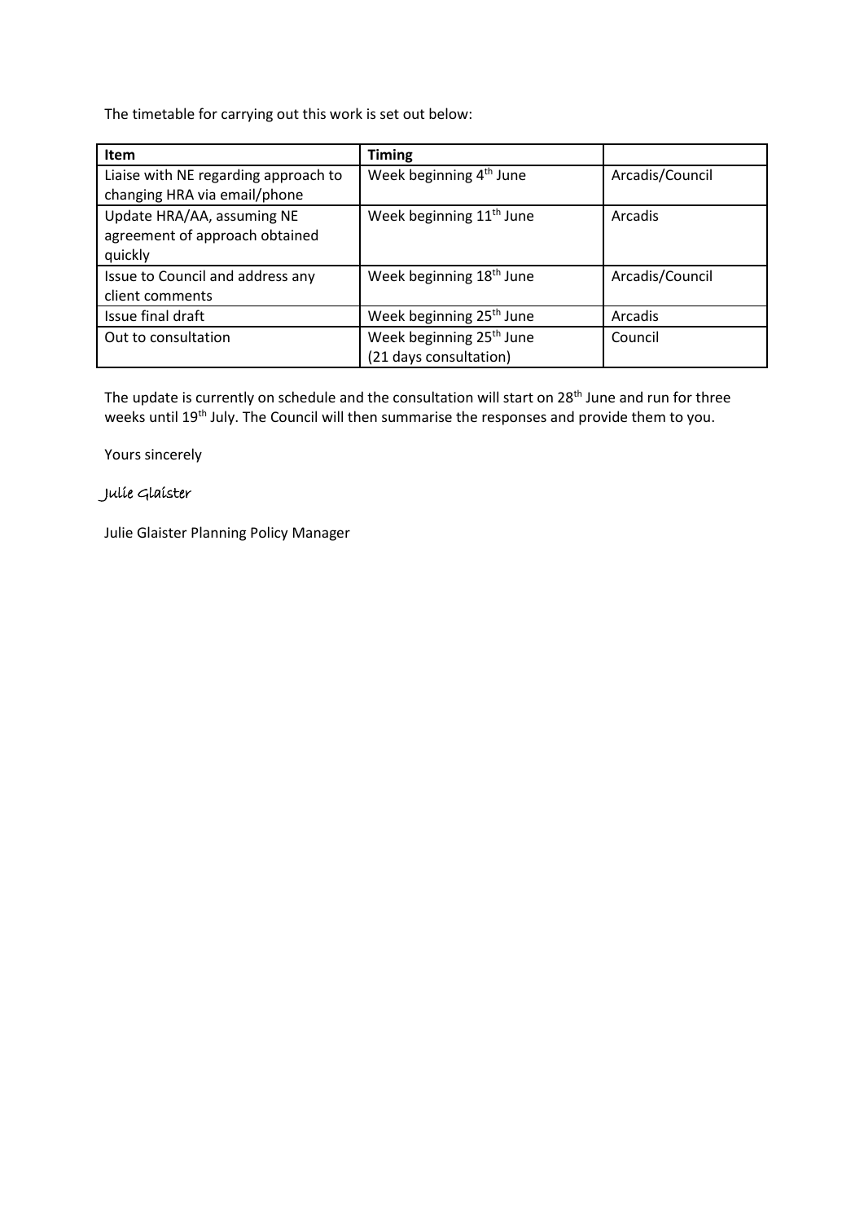The timetable for carrying out this work is set out below:

| Item | Timing | |
|---|---|---|
| Liaise with NE regarding approach to changing HRA via email/phone | Week beginning 4th June | Arcadis/Council |
| Update HRA/AA, assuming NE agreement of approach obtained quickly | Week beginning 11th June | Arcadis |
| Issue to Council and address any client comments | Week beginning 18th June | Arcadis/Council |
| Issue final draft | Week beginning 25th June | Arcadis |
| Out to consultation | Week beginning 25th June (21 days consultation) | Council |

The update is currently on schedule and the consultation will start on 28th June and run for three weeks until 19th July. The Council will then summarise the responses and provide them to you.

Yours sincerely

*Julie Glaister*

Julie Glaister Planning Policy Manager